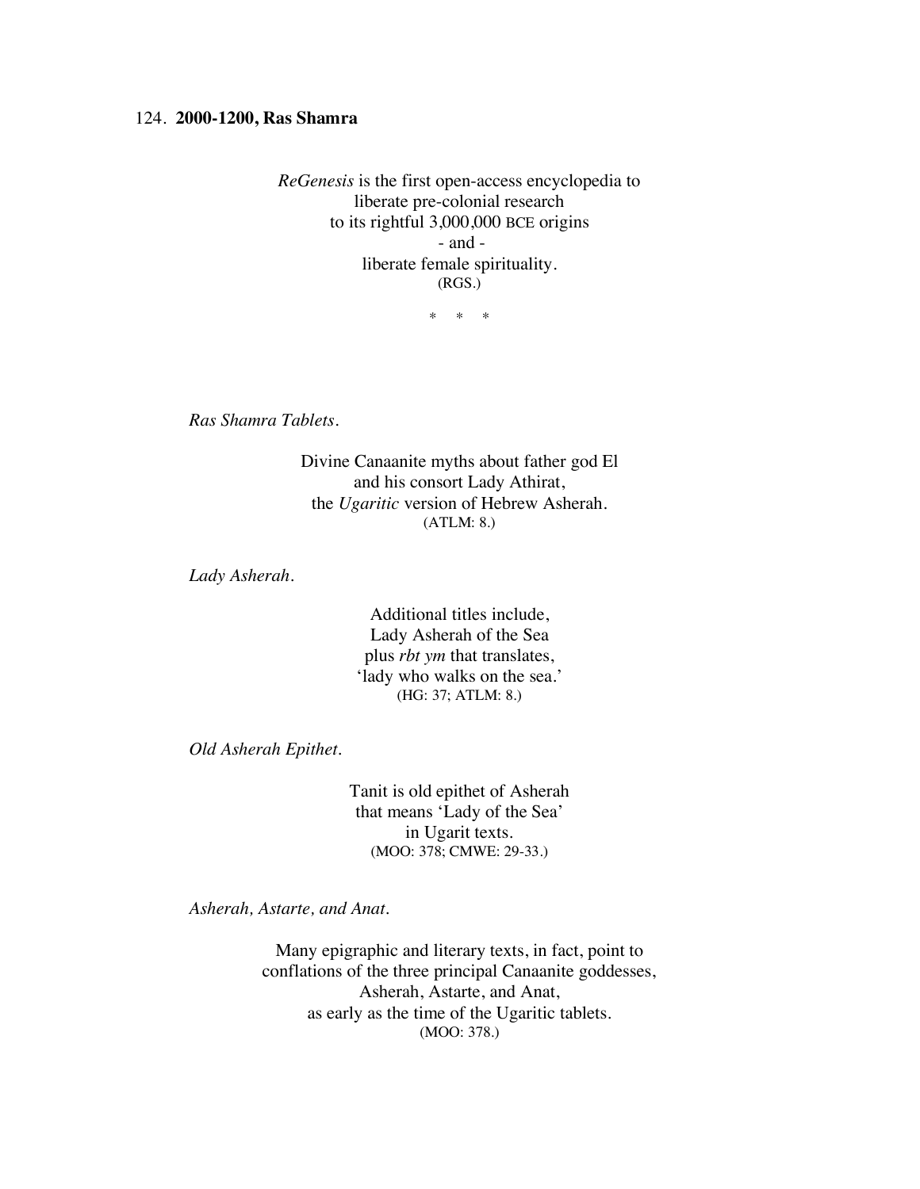124. **2000-1200, Ras Shamra**

*ReGenesis* is the first open-access encyclopedia to
liberate pre-colonial research
to its rightful 3,000,000 BCE origins
- and -
liberate female spirituality.
(RGS.)

\* \* \*

*Ras Shamra Tablets.*

Divine Canaanite myths about father god El
and his consort Lady Athirat,
the *Ugaritic* version of Hebrew Asherah.
(ATLM: 8.)

*Lady Asherah.*

Additional titles include,
Lady Asherah of the Sea
plus *rbt ym* that translates,
'lady who walks on the sea.'
(HG: 37; ATLM: 8.)

*Old Asherah Epithet.*

Tanit is old epithet of Asherah
that means 'Lady of the Sea'
in Ugarit texts.
(MOO: 378; CMWE: 29-33.)

*Asherah, Astarte, and Anat.*

Many epigraphic and literary texts, in fact, point to
conflations of the three principal Canaanite goddesses,
Asherah, Astarte, and Anat,
as early as the time of the Ugaritic tablets.
(MOO: 378.)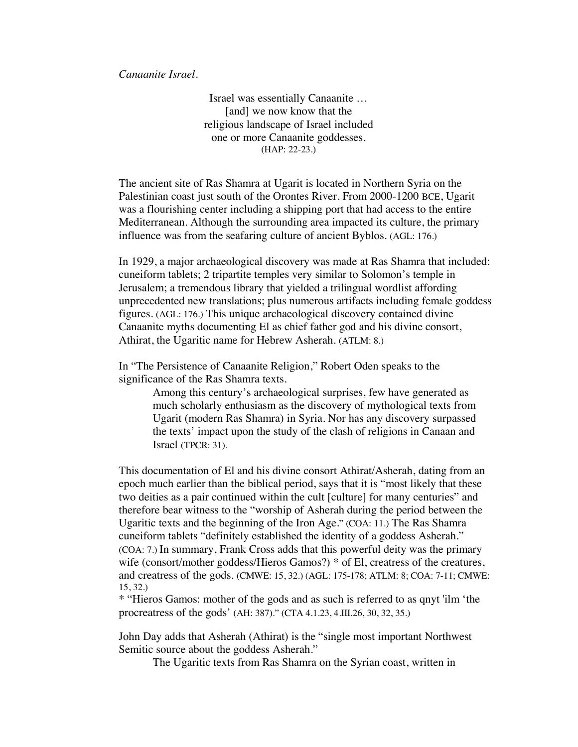*Canaanite Israel.*

> Israel was essentially Canaanite …
> [and] we now know that the
> religious landscape of Israel included
> one or more Canaanite goddesses.
> (HAP: 22-23.)

The ancient site of Ras Shamra at Ugarit is located in Northern Syria on the Palestinian coast just south of the Orontes River. From 2000-1200 BCE, Ugarit was a flourishing center including a shipping port that had access to the entire Mediterranean. Although the surrounding area impacted its culture, the primary influence was from the seafaring culture of ancient Byblos. (AGL: 176.)

In 1929, a major archaeological discovery was made at Ras Shamra that included: cuneiform tablets; 2 tripartite temples very similar to Solomon's temple in Jerusalem; a tremendous library that yielded a trilingual wordlist affording unprecedented new translations; plus numerous artifacts including female goddess figures. (AGL: 176.) This unique archaeological discovery contained divine Canaanite myths documenting El as chief father god and his divine consort, Athirat, the Ugaritic name for Hebrew Asherah. (ATLM: 8.)

In "The Persistence of Canaanite Religion," Robert Oden speaks to the significance of the Ras Shamra texts.

> Among this century's archaeological surprises, few have generated as much scholarly enthusiasm as the discovery of mythological texts from Ugarit (modern Ras Shamra) in Syria. Nor has any discovery surpassed the texts' impact upon the study of the clash of religions in Canaan and Israel (TPCR: 31).

This documentation of El and his divine consort Athirat/Asherah, dating from an epoch much earlier than the biblical period, says that it is "most likely that these two deities as a pair continued within the cult [culture] for many centuries" and therefore bear witness to the "worship of Asherah during the period between the Ugaritic texts and the beginning of the Iron Age." (COA: 11.) The Ras Shamra cuneiform tablets "definitely established the identity of a goddess Asherah." (COA: 7.) In summary, Frank Cross adds that this powerful deity was the primary wife (consort/mother goddess/Hieros Gamos?) * of El, creatress of the creatures, and creatress of the gods. (CMWE: 15, 32.) (AGL: 175-178; ATLM: 8; COA: 7-11; CMWE: 15, 32.)

* "Hieros Gamos: mother of the gods and as such is referred to as qnyt 'ilm 'the procreatress of the gods' (AH: 387)." (CTA 4.1.23, 4.III.26, 30, 32, 35.)

John Day adds that Asherah (Athirat) is the "single most important Northwest Semitic source about the goddess Asherah."

> The Ugaritic texts from Ras Shamra on the Syrian coast, written in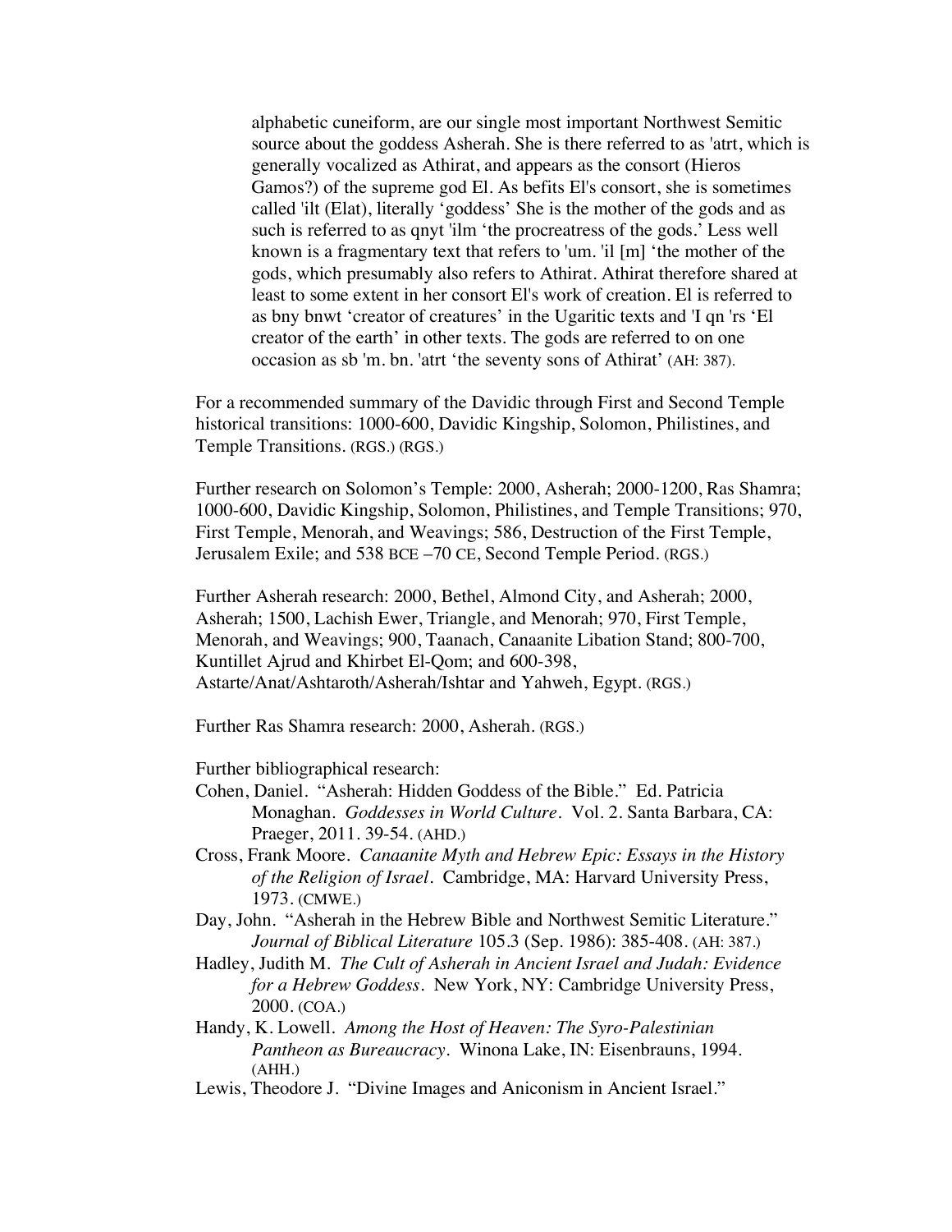> alphabetic cuneiform, are our single most important Northwest Semitic source about the goddess Asherah. She is there referred to as 'atrt, which is generally vocalized as Athirat, and appears as the consort (Hieros Gamos?) of the supreme god El. As befits El's consort, she is sometimes called 'ilt (Elat), literally 'goddess' She is the mother of the gods and as such is referred to as qnyt 'ilm 'the procreatress of the gods.' Less well known is a fragmentary text that refers to 'um. 'il [m] 'the mother of the gods, which presumably also refers to Athirat. Athirat therefore shared at least to some extent in her consort El's work of creation. El is referred to as bny bnwt 'creator of creatures' in the Ugaritic texts and 'I qn 'rs 'El creator of the earth' in other texts. The gods are referred to on one occasion as sb 'm. bn. 'atrt 'the seventy sons of Athirat' (AH: 387).

For a recommended summary of the Davidic through First and Second Temple historical transitions: 1000-600, Davidic Kingship, Solomon, Philistines, and Temple Transitions. (RGS.) (RGS.)

Further research on Solomon's Temple: 2000, Asherah; 2000-1200, Ras Shamra; 1000-600, Davidic Kingship, Solomon, Philistines, and Temple Transitions; 970, First Temple, Menorah, and Weavings; 586, Destruction of the First Temple, Jerusalem Exile; and 538 BCE –70 CE, Second Temple Period. (RGS.)

Further Asherah research: 2000, Bethel, Almond City, and Asherah; 2000, Asherah; 1500, Lachish Ewer, Triangle, and Menorah; 970, First Temple, Menorah, and Weavings; 900, Taanach, Canaanite Libation Stand; 800-700, Kuntillet Ajrud and Khirbet El-Qom; and 600-398, Astarte/Anat/Ashtaroth/Asherah/Ishtar and Yahweh, Egypt. (RGS.)

Further Ras Shamra research: 2000, Asherah. (RGS.)

Further bibliographical research:

Cohen, Daniel. "Asherah: Hidden Goddess of the Bible." Ed. Patricia Monaghan. *Goddesses in World Culture*. Vol. 2. Santa Barbara, CA: Praeger, 2011. 39-54. (AHD.)

Cross, Frank Moore. *Canaanite Myth and Hebrew Epic: Essays in the History of the Religion of Israel*. Cambridge, MA: Harvard University Press, 1973. (CMWE.)

Day, John. "Asherah in the Hebrew Bible and Northwest Semitic Literature." *Journal of Biblical Literature* 105.3 (Sep. 1986): 385-408. (AH: 387.)

Hadley, Judith M. *The Cult of Asherah in Ancient Israel and Judah: Evidence for a Hebrew Goddess*. New York, NY: Cambridge University Press, 2000. (COA.)

Handy, K. Lowell. *Among the Host of Heaven: The Syro-Palestinian Pantheon as Bureaucracy*. Winona Lake, IN: Eisenbrauns, 1994. (AHH.)

Lewis, Theodore J. "Divine Images and Aniconism in Ancient Israel."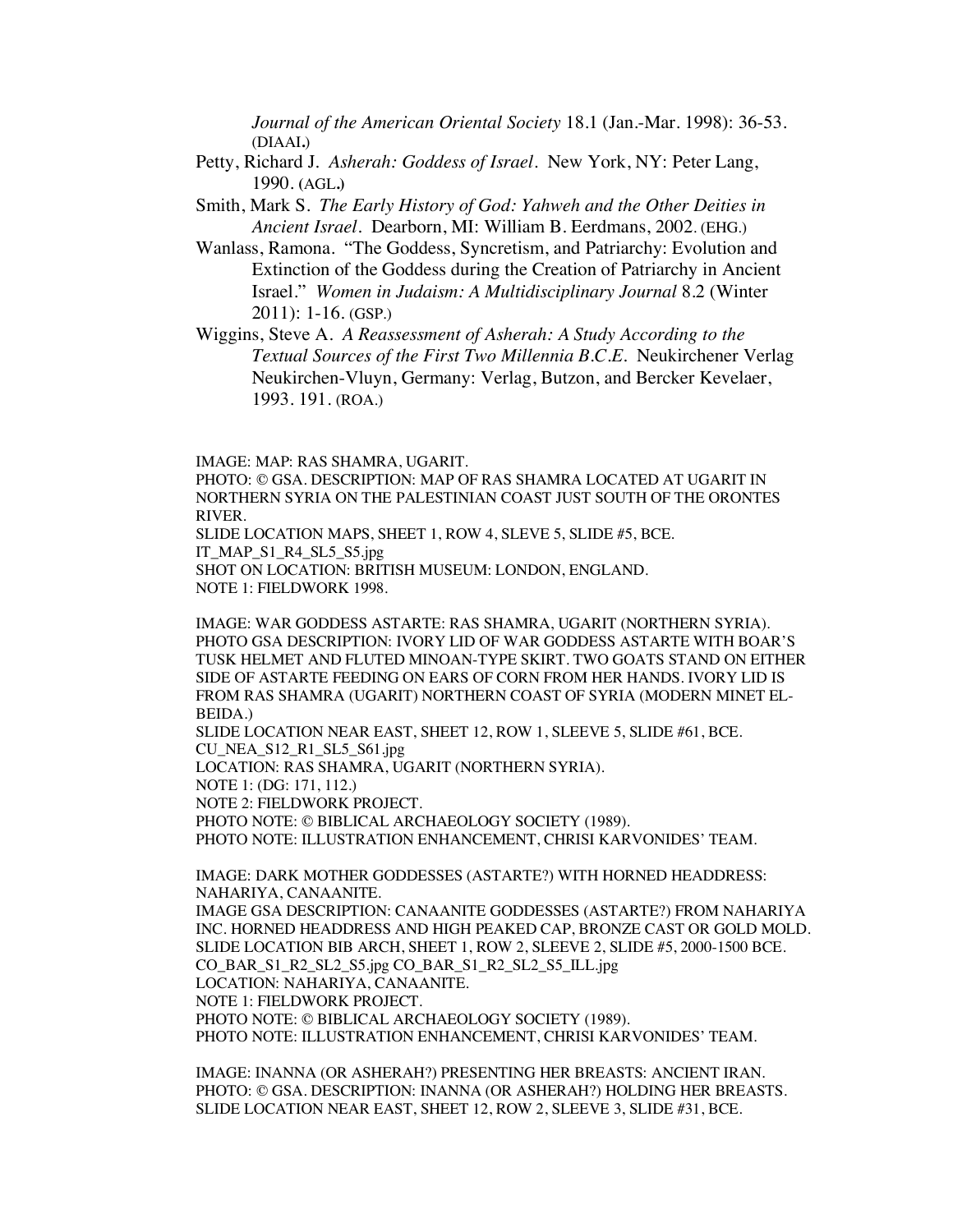*Journal of the American Oriental Society* 18.1 (Jan.-Mar. 1998): 36-53. (DIAAI.)

Petty, Richard J. *Asherah: Goddess of Israel*. New York, NY: Peter Lang, 1990. (AGL.)

Smith, Mark S. *The Early History of God: Yahweh and the Other Deities in Ancient Israel*. Dearborn, MI: William B. Eerdmans, 2002. (EHG.)

Wanlass, Ramona. "The Goddess, Syncretism, and Patriarchy: Evolution and Extinction of the Goddess during the Creation of Patriarchy in Ancient Israel." *Women in Judaism: A Multidisciplinary Journal* 8.2 (Winter 2011): 1-16. (GSP.)

Wiggins, Steve A. *A Reassessment of Asherah: A Study According to the Textual Sources of the First Two Millennia B.C.E.* Neukirchener Verlag Neukirchen-Vluyn, Germany: Verlag, Butzon, and Bercker Kevelaer, 1993. 191. (ROA.)

IMAGE: MAP: RAS SHAMRA, UGARIT.
PHOTO: © GSA. DESCRIPTION: MAP OF RAS SHAMRA LOCATED AT UGARIT IN NORTHERN SYRIA ON THE PALESTINIAN COAST JUST SOUTH OF THE ORONTES RIVER.
SLIDE LOCATION MAPS, SHEET 1, ROW 4, SLEVE 5, SLIDE #5, BCE.
IT_MAP_S1_R4_SL5_S5.jpg
SHOT ON LOCATION: BRITISH MUSEUM: LONDON, ENGLAND.
NOTE 1: FIELDWORK 1998.

IMAGE: WAR GODDESS ASTARTE: RAS SHAMRA, UGARIT (NORTHERN SYRIA).
PHOTO GSA DESCRIPTION: IVORY LID OF WAR GODDESS ASTARTE WITH BOAR'S TUSK HELMET AND FLUTED MINOAN-TYPE SKIRT. TWO GOATS STAND ON EITHER SIDE OF ASTARTE FEEDING ON EARS OF CORN FROM HER HANDS. IVORY LID IS FROM RAS SHAMRA (UGARIT) NORTHERN COAST OF SYRIA (MODERN MINET EL-BEIDA.)
SLIDE LOCATION NEAR EAST, SHEET 12, ROW 1, SLEEVE 5, SLIDE #61, BCE.
CU_NEA_S12_R1_SL5_S61.jpg
LOCATION: RAS SHAMRA, UGARIT (NORTHERN SYRIA).
NOTE 1: (DG: 171, 112.)
NOTE 2: FIELDWORK PROJECT.
PHOTO NOTE: © BIBLICAL ARCHAEOLOGY SOCIETY (1989).
PHOTO NOTE: ILLUSTRATION ENHANCEMENT, CHRISI KARVONIDES' TEAM.

IMAGE: DARK MOTHER GODDESSES (ASTARTE?) WITH HORNED HEADDRESS: NAHARIYA, CANAANITE.
IMAGE GSA DESCRIPTION: CANAANITE GODDESSES (ASTARTE?) FROM NAHARIYA INC. HORNED HEADDRESS AND HIGH PEAKED CAP, BRONZE CAST OR GOLD MOLD.
SLIDE LOCATION BIB ARCH, SHEET 1, ROW 2, SLEEVE 2, SLIDE #5, 2000-1500 BCE.
CO_BAR_S1_R2_SL2_S5.jpg CO_BAR_S1_R2_SL2_S5_ILL.jpg
LOCATION: NAHARIYA, CANAANITE.
NOTE 1: FIELDWORK PROJECT.
PHOTO NOTE: © BIBLICAL ARCHAEOLOGY SOCIETY (1989).
PHOTO NOTE: ILLUSTRATION ENHANCEMENT, CHRISI KARVONIDES' TEAM.

IMAGE: INANNA (OR ASHERAH?) PRESENTING HER BREASTS: ANCIENT IRAN.
PHOTO: © GSA. DESCRIPTION: INANNA (OR ASHERAH?) HOLDING HER BREASTS.
SLIDE LOCATION NEAR EAST, SHEET 12, ROW 2, SLEEVE 3, SLIDE #31, BCE.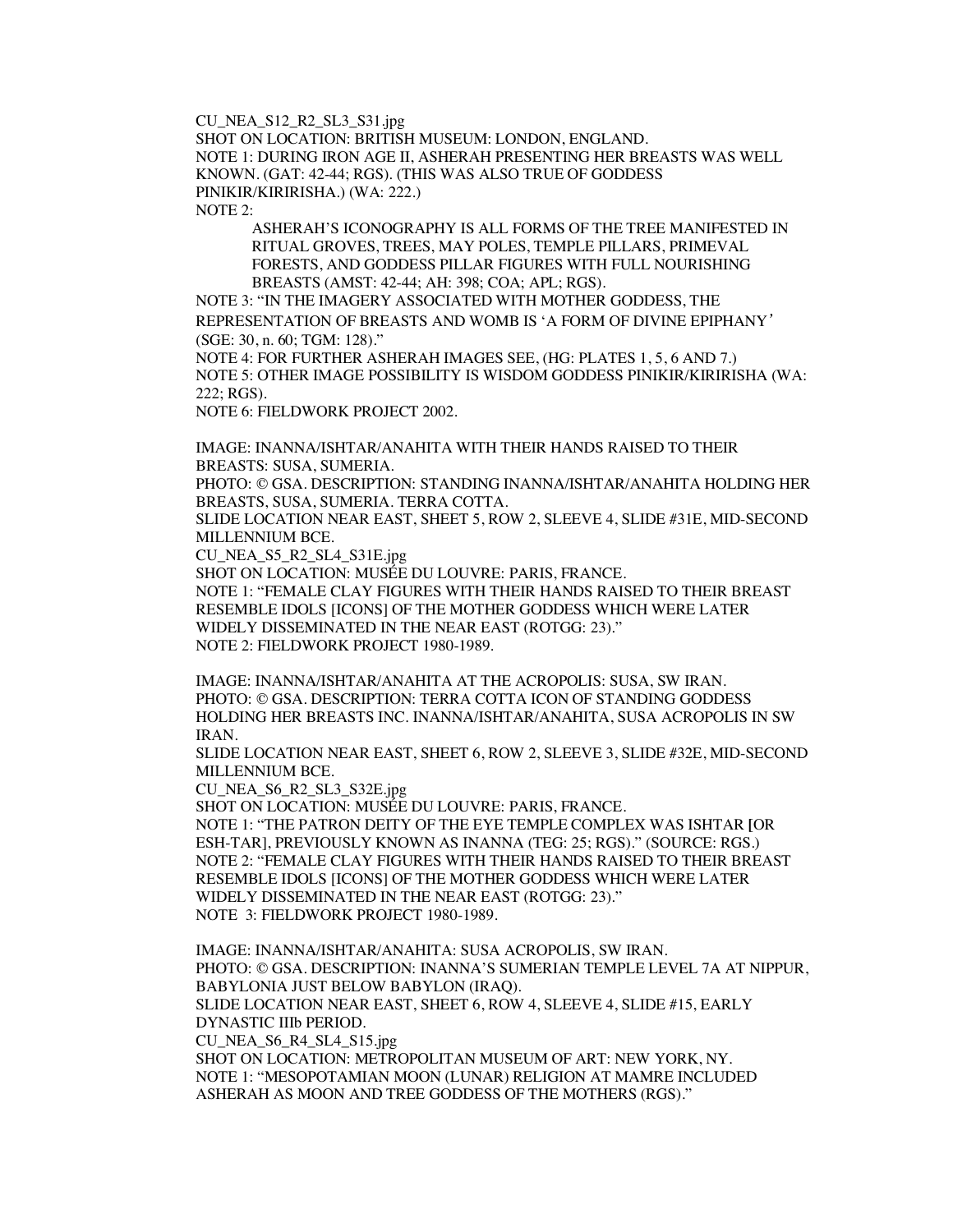CU_NEA_S12_R2_SL3_S31.jpg
SHOT ON LOCATION: BRITISH MUSEUM: LONDON, ENGLAND.
NOTE 1: DURING IRON AGE II, ASHERAH PRESENTING HER BREASTS WAS WELL KNOWN. (GAT: 42-44; RGS). (THIS WAS ALSO TRUE OF GODDESS PINIKIR/KIRIRISHA.) (WA: 222.)
NOTE 2:

> ASHERAH'S ICONOGRAPHY IS ALL FORMS OF THE TREE MANIFESTED IN RITUAL GROVES, TREES, MAY POLES, TEMPLE PILLARS, PRIMEVAL FORESTS, AND GODDESS PILLAR FIGURES WITH FULL NOURISHING BREASTS (AMST: 42-44; AH: 398; COA; APL; RGS).

NOTE 3: "IN THE IMAGERY ASSOCIATED WITH MOTHER GODDESS, THE REPRESENTATION OF BREASTS AND WOMB IS 'A FORM OF DIVINE EPIPHANY' (SGE: 30, n. 60; TGM: 128)."
NOTE 4: FOR FURTHER ASHERAH IMAGES SEE, (HG: PLATES 1, 5, 6 AND 7.)
NOTE 5: OTHER IMAGE POSSIBILITY IS WISDOM GODDESS PINIKIR/KIRIRISHA (WA: 222; RGS).
NOTE 6: FIELDWORK PROJECT 2002.

IMAGE: INANNA/ISHTAR/ANAHITA WITH THEIR HANDS RAISED TO THEIR BREASTS: SUSA, SUMERIA.
PHOTO: © GSA. DESCRIPTION: STANDING INANNA/ISHTAR/ANAHITA HOLDING HER BREASTS, SUSA, SUMERIA. TERRA COTTA.
SLIDE LOCATION NEAR EAST, SHEET 5, ROW 2, SLEEVE 4, SLIDE #31E, MID-SECOND MILLENNIUM BCE.
CU_NEA_S5_R2_SL4_S31E.jpg
SHOT ON LOCATION: MUSÉE DU LOUVRE: PARIS, FRANCE.
NOTE 1: "FEMALE CLAY FIGURES WITH THEIR HANDS RAISED TO THEIR BREAST RESEMBLE IDOLS [ICONS] OF THE MOTHER GODDESS WHICH WERE LATER WIDELY DISSEMINATED IN THE NEAR EAST (ROTGG: 23)."
NOTE 2: FIELDWORK PROJECT 1980-1989.

IMAGE: INANNA/ISHTAR/ANAHITA AT THE ACROPOLIS: SUSA, SW IRAN.
PHOTO: © GSA. DESCRIPTION: TERRA COTTA ICON OF STANDING GODDESS HOLDING HER BREASTS INC. INANNA/ISHTAR/ANAHITA, SUSA ACROPOLIS IN SW IRAN.
SLIDE LOCATION NEAR EAST, SHEET 6, ROW 2, SLEEVE 3, SLIDE #32E, MID-SECOND MILLENNIUM BCE.
CU_NEA_S6_R2_SL3_S32E.jpg
SHOT ON LOCATION: MUSÉE DU LOUVRE: PARIS, FRANCE.
NOTE 1: "THE PATRON DEITY OF THE EYE TEMPLE COMPLEX WAS ISHTAR [OR ESH-TAR], PREVIOUSLY KNOWN AS INANNA (TEG: 25; RGS)." (SOURCE: RGS.)
NOTE 2: "FEMALE CLAY FIGURES WITH THEIR HANDS RAISED TO THEIR BREAST RESEMBLE IDOLS [ICONS] OF THE MOTHER GODDESS WHICH WERE LATER WIDELY DISSEMINATED IN THE NEAR EAST (ROTGG: 23)."
NOTE 3: FIELDWORK PROJECT 1980-1989.

IMAGE: INANNA/ISHTAR/ANAHITA: SUSA ACROPOLIS, SW IRAN.
PHOTO: © GSA. DESCRIPTION: INANNA'S SUMERIAN TEMPLE LEVEL 7A AT NIPPUR, BABYLONIA JUST BELOW BABYLON (IRAQ).
SLIDE LOCATION NEAR EAST, SHEET 6, ROW 4, SLEEVE 4, SLIDE #15, EARLY DYNASTIC IIIb PERIOD.
CU_NEA_S6_R4_SL4_S15.jpg
SHOT ON LOCATION: METROPOLITAN MUSEUM OF ART: NEW YORK, NY.
NOTE 1: "MESOPOTAMIAN MOON (LUNAR) RELIGION AT MAMRE INCLUDED ASHERAH AS MOON AND TREE GODDESS OF THE MOTHERS (RGS)."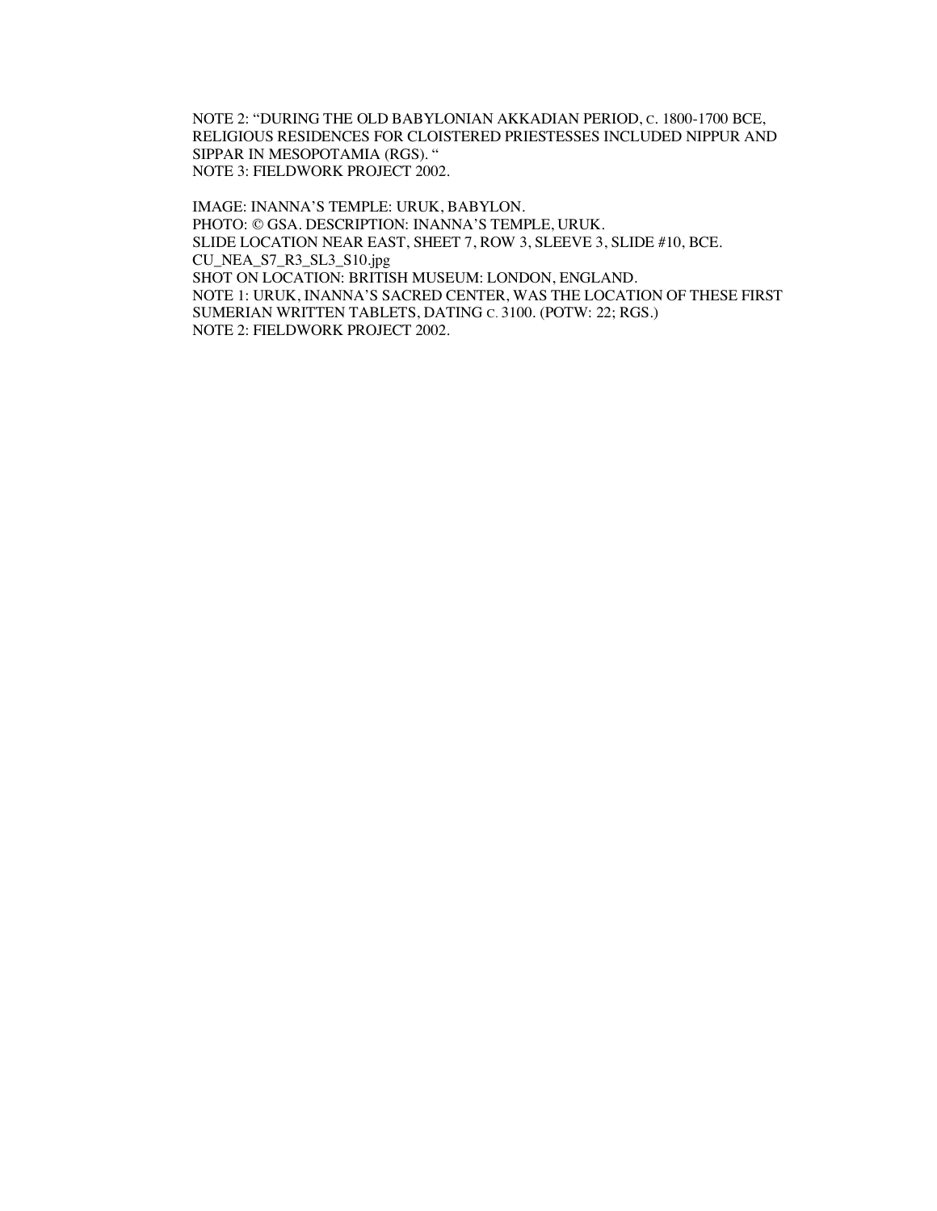NOTE 2: "DURING THE OLD BABYLONIAN AKKADIAN PERIOD, C. 1800-1700 BCE, RELIGIOUS RESIDENCES FOR CLOISTERED PRIESTESSES INCLUDED NIPPUR AND SIPPAR IN MESOPOTAMIA (RGS). "
NOTE 3: FIELDWORK PROJECT 2002.

IMAGE: INANNA'S TEMPLE: URUK, BABYLON.
PHOTO: © GSA. DESCRIPTION: INANNA'S TEMPLE, URUK.
SLIDE LOCATION NEAR EAST, SHEET 7, ROW 3, SLEEVE 3, SLIDE #10, BCE.
CU_NEA_S7_R3_SL3_S10.jpg
SHOT ON LOCATION: BRITISH MUSEUM: LONDON, ENGLAND.
NOTE 1: URUK, INANNA'S SACRED CENTER, WAS THE LOCATION OF THESE FIRST SUMERIAN WRITTEN TABLETS, DATING C. 3100. (POTW: 22; RGS.)
NOTE 2: FIELDWORK PROJECT 2002.